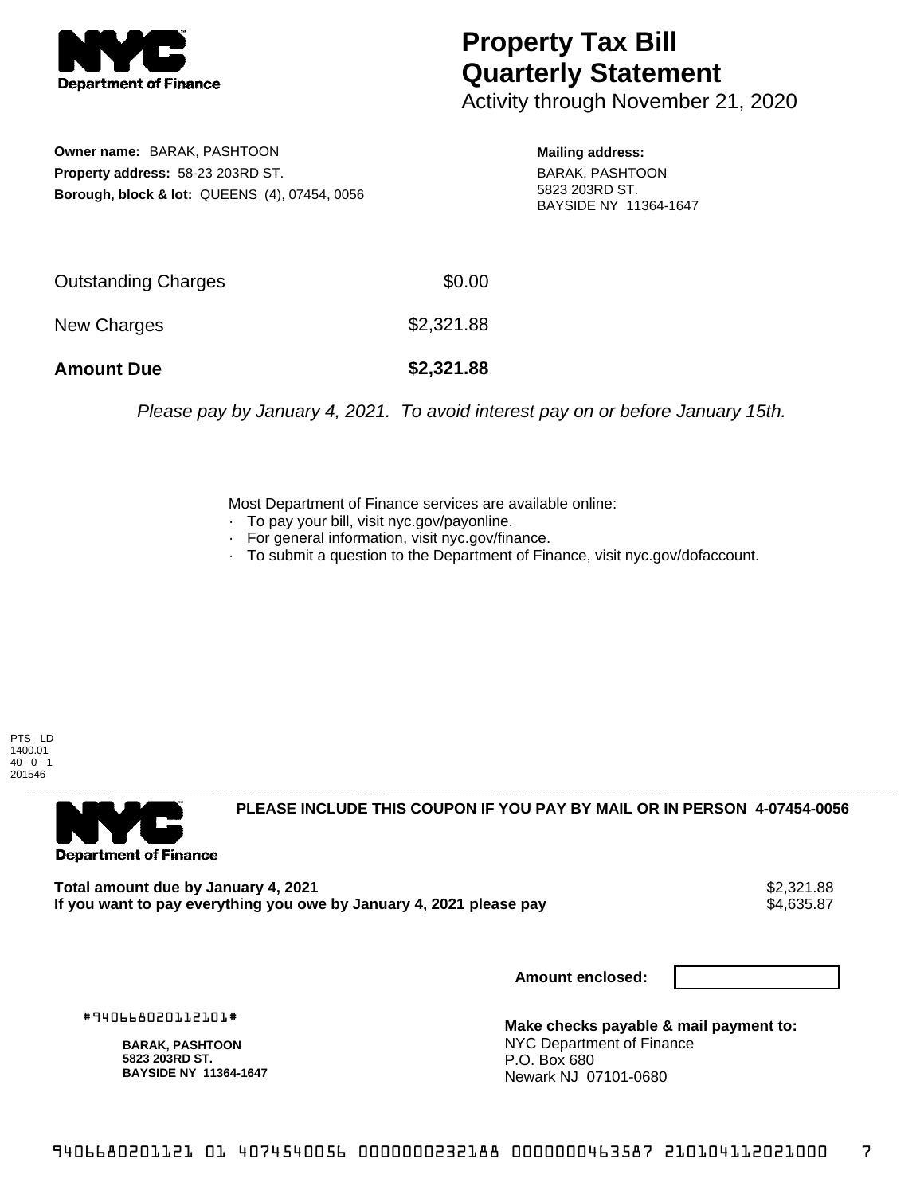# Property Tax Bill Quarterly Statement

Activity through November 21, 2020

**Owner name:** BARAK, PASHTOON
**Property address:** 58-23 203RD ST.
**Borough, block & lot:** QUEENS (4), 07454, 0056

**Mailing address:**
BARAK, PASHTOON
5823 203RD ST.
BAYSIDE NY 11364-1647

| | |
|---|---|
| Outstanding Charges | $0.00 |
| New Charges | $2,321.88 |
| **Amount Due** | **$2,321.88** |

*Please pay by January 4, 2021. To avoid interest pay on or before January 15th.*

Most Department of Finance services are available online:
- To pay your bill, visit nyc.gov/payonline.
- For general information, visit nyc.gov/finance.
- To submit a question to the Department of Finance, visit nyc.gov/dofaccount.

PTS - LD
1400.01
40 - 0 - 1
201546

**PLEASE INCLUDE THIS COUPON IF YOU PAY BY MAIL OR IN PERSON 4-07454-0056**

| | |
|---|---|
| **Total amount due by January 4, 2021** | $2,321.88 |
| **If you want to pay everything you owe by January 4, 2021 please pay** | $4,635.87 |

**Amount enclosed:**

#940668020112101#

**BARAK, PASHTOON**
**5823 203RD ST.**
**BAYSIDE NY 11364-1647**

**Make checks payable & mail payment to:**
NYC Department of Finance
P.O. Box 680
Newark NJ 07101-0680

9406680201121 01 4074540056 0000000232188 0000000463587 210104112021000 7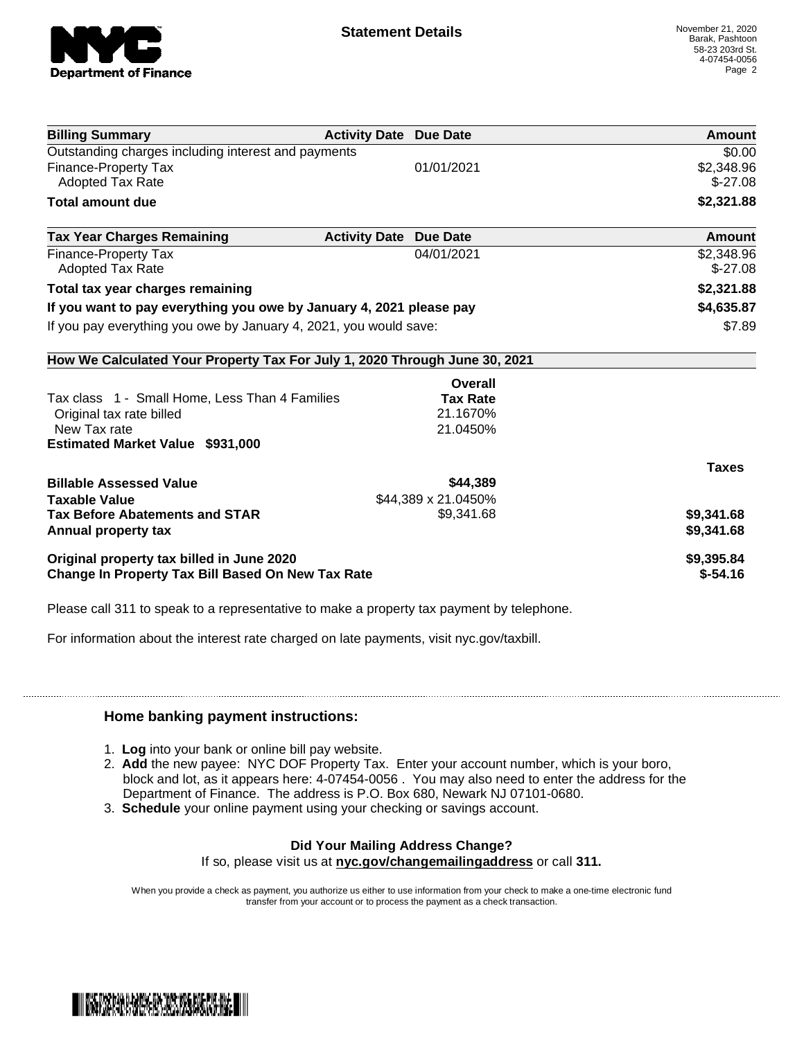**Statement Details**

November 21, 2020
Barak, Pashtoon
58-23 203rd St.
4-07454-0056

| Billing Summary | Activity Date | Due Date | Amount |
|---|---|---|---|
| Outstanding charges including interest and payments | | | $0.00 |
| Finance-Property Tax | | 01/01/2021 | $2,348.96 |
| Adopted Tax Rate | | | $-27.08 |
| **Total amount due** | | | **$2,321.88** |

| Tax Year Charges Remaining | Activity Date | Due Date | Amount |
|---|---|---|---|
| Finance-Property Tax | | 04/01/2021 | $2,348.96 |
| Adopted Tax Rate | | | $-27.08 |
| **Total tax year charges remaining** | | | **$2,321.88** |
| **If you want to pay everything you owe by January 4, 2021 please pay** | | | **$4,635.87** |
| If you pay everything you owe by January 4, 2021, you would save: | | | $7.89 |

**How We Calculated Your Property Tax For July 1, 2020 Through June 30, 2021**

| | Overall Tax Rate | Taxes |
|---|---|---|
| Tax class 1 - Small Home, Less Than 4 Families | | |
| Original tax rate billed | 21.1670% | |
| New Tax rate | 21.0450% | |
| **Estimated Market Value $931,000** | | |
| **Billable Assessed Value** | **$44,389** | |
| **Taxable Value** | $44,389 x 21.0450% | |
| **Tax Before Abatements and STAR** | $9,341.68 | **$9,341.68** |
| **Annual property tax** | | **$9,341.68** |
| **Original property tax billed in June 2020** | | **$9,395.84** |
| **Change In Property Tax Bill Based On New Tax Rate** | | **$-54.16** |

Please call 311 to speak to a representative to make a property tax payment by telephone.

For information about the interest rate charged on late payments, visit nyc.gov/taxbill.

## Home banking payment instructions:

1. **Log** into your bank or online bill pay website.
2. **Add** the new payee: NYC DOF Property Tax. Enter your account number, which is your boro, block and lot, as it appears here: 4-07454-0056 . You may also need to enter the address for the Department of Finance. The address is P.O. Box 680, Newark NJ 07101-0680.
3. **Schedule** your online payment using your checking or savings account.

**Did Your Mailing Address Change?**

If so, please visit us at **nyc.gov/changemailingaddress** or call **311.**

When you provide a check as payment, you authorize us either to use information from your check to make a one-time electronic fund transfer from your account or to process the payment as a check transaction.